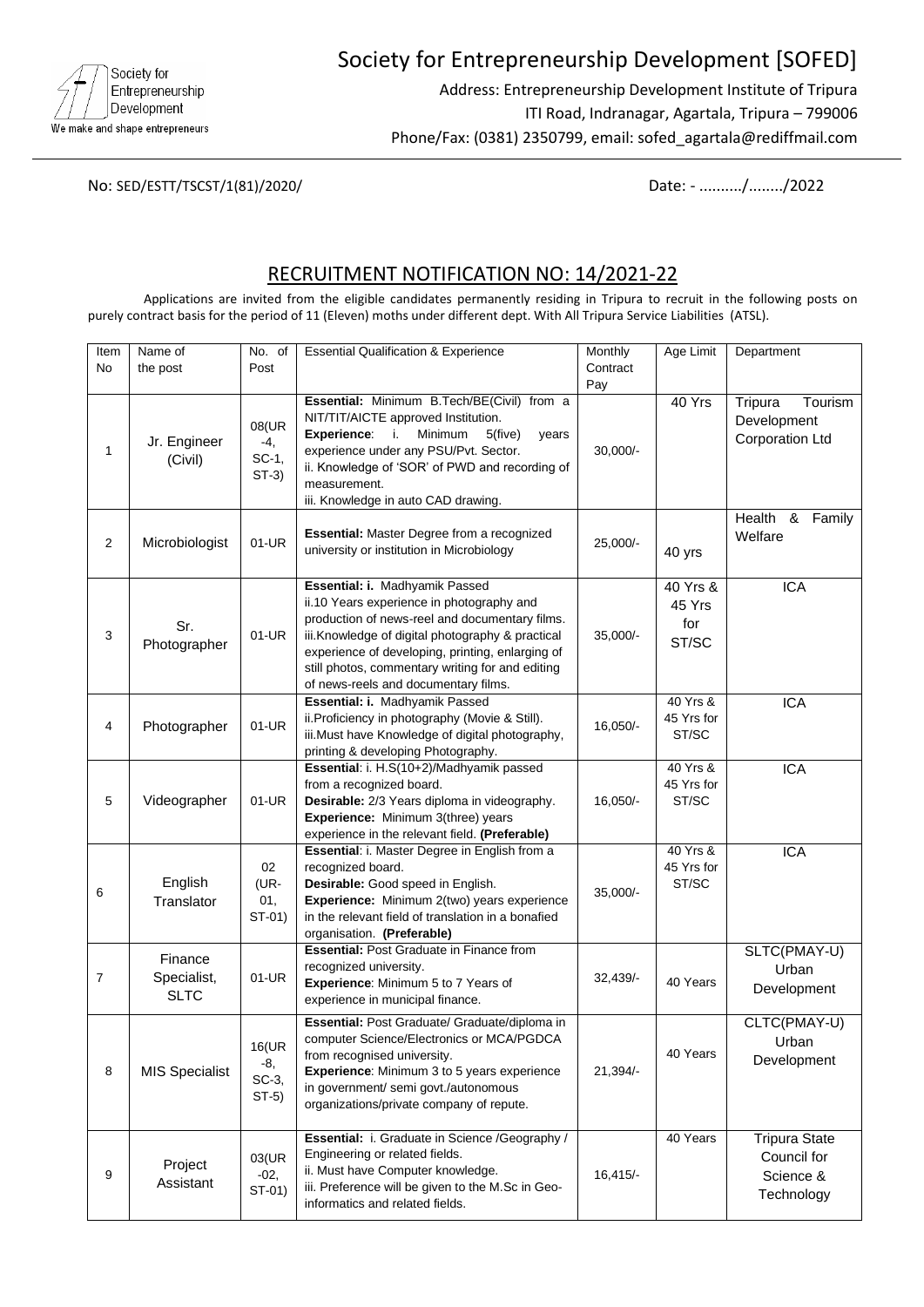# Society for Entrepreneurship Development [SOFED]

Society for Entrepreneurship Development
We make and shape entrepreneurs

Address: Entrepreneurship Development Institute of Tripura
ITI Road, Indranagar, Agartala, Tripura – 799006
Phone/Fax: (0381) 2350799, email: sofed_agartala@rediffmail.com

No: SED/ESTT/TSCST/1(81)/2020/ Date: - ........../......../2022

## RECRUITMENT NOTIFICATION NO: 14/2021-22

Applications are invited from the eligible candidates permanently residing in Tripura to recruit in the following posts on purely contract basis for the period of 11 (Eleven) moths under different dept. With All Tripura Service Liabilities (ATSL).

| Item No | Name of the post | No. of Post | Essential Qualification & Experience | Monthly Contract Pay | Age Limit | Department |
|---|---|---|---|---|---|---|
| 1 | Jr. Engineer (Civil) | 08(UR -4, SC-1, ST-3) | **Essential:** Minimum B.Tech/BE(Civil) from a NIT/TIT/AICTE approved Institution. **Experience**: i. Minimum 5(five) years experience under any PSU/Pvt. Sector. ii. Knowledge of 'SOR' of PWD and recording of measurement. iii. Knowledge in auto CAD drawing. | 30,000/- | 40 Yrs | Tripura Tourism Development Corporation Ltd |
| 2 | Microbiologist | 01-UR | **Essential:** Master Degree from a recognized university or institution in Microbiology | 25,000/- | 40 yrs | Health & Family Welfare |
| 3 | Sr. Photographer | 01-UR | **Essential: i.** Madhyamik Passed ii.10 Years experience in photography and production of news-reel and documentary films. iii.Knowledge of digital photography & practical experience of developing, printing, enlarging of still photos, commentary writing for and editing of news-reels and documentary films. | 35,000/- | 40 Yrs & 45 Yrs for ST/SC | ICA |
| 4 | Photographer | 01-UR | **Essential: i.** Madhyamik Passed ii.Proficiency in photography (Movie & Still). iii.Must have Knowledge of digital photography, printing & developing Photography. | 16,050/- | 40 Yrs & 45 Yrs for ST/SC | ICA |
| 5 | Videographer | 01-UR | **Essential**: i. H.S(10+2)/Madhyamik passed from a recognized board. **Desirable:** 2/3 Years diploma in videography. **Experience:** Minimum 3(three) years experience in the relevant field. **(Preferable)** | 16,050/- | 40 Yrs & 45 Yrs for ST/SC | ICA |
| 6 | English Translator | 02 (UR-01, ST-01) | **Essential**: i. Master Degree in English from a recognized board. **Desirable:** Good speed in English. **Experience:** Minimum 2(two) years experience in the relevant field of translation in a bonafied organisation. **(Preferable)** | 35,000/- | 40 Yrs & 45 Yrs for ST/SC | ICA |
| 7 | Finance Specialist, SLTC | 01-UR | **Essential:** Post Graduate in Finance from recognized university. **Experience**: Minimum 5 to 7 Years of experience in municipal finance. | 32,439/- | 40 Years | SLTC(PMAY-U) Urban Development |
| 8 | MIS Specialist | 16(UR -8, SC-3, ST-5) | **Essential:** Post Graduate/ Graduate/diploma in computer Science/Electronics or MCA/PGDCA from recognised university. **Experience**: Minimum 3 to 5 years experience in government/ semi govt./autonomous organizations/private company of repute. | 21,394/- | 40 Years | CLTC(PMAY-U) Urban Development |
| 9 | Project Assistant | 03(UR -02, ST-01) | **Essential:** i. Graduate in Science /Geography / Engineering or related fields. ii. Must have Computer knowledge. iii. Preference will be given to the M.Sc in Geo-informatics and related fields. | 16,415/- | 40 Years | Tripura State Council for Science & Technology |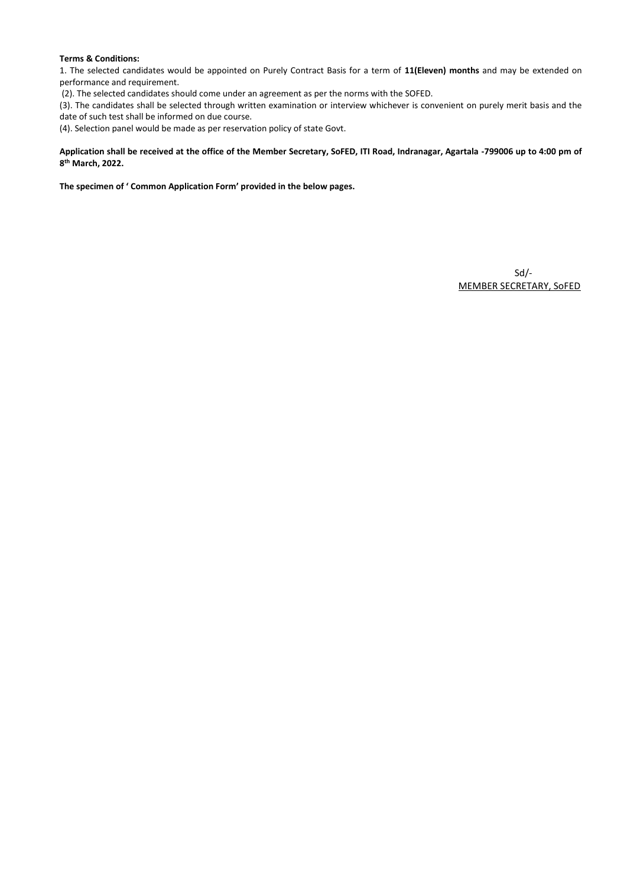**Terms & Conditions:**

1. The selected candidates would be appointed on Purely Contract Basis for a term of **11(Eleven) months** and may be extended on performance and requirement.

(2). The selected candidates should come under an agreement as per the norms with the SOFED.

(3). The candidates shall be selected through written examination or interview whichever is convenient on purely merit basis and the date of such test shall be informed on due course.

(4). Selection panel would be made as per reservation policy of state Govt.

**Application shall be received at the office of the Member Secretary, SoFED, ITI Road, Indranagar, Agartala -799006 up to 4:00 pm of 8th March, 2022.**

**The specimen of ' Common Application Form' provided in the below pages.**

Sd/-

MEMBER SECRETARY, SoFED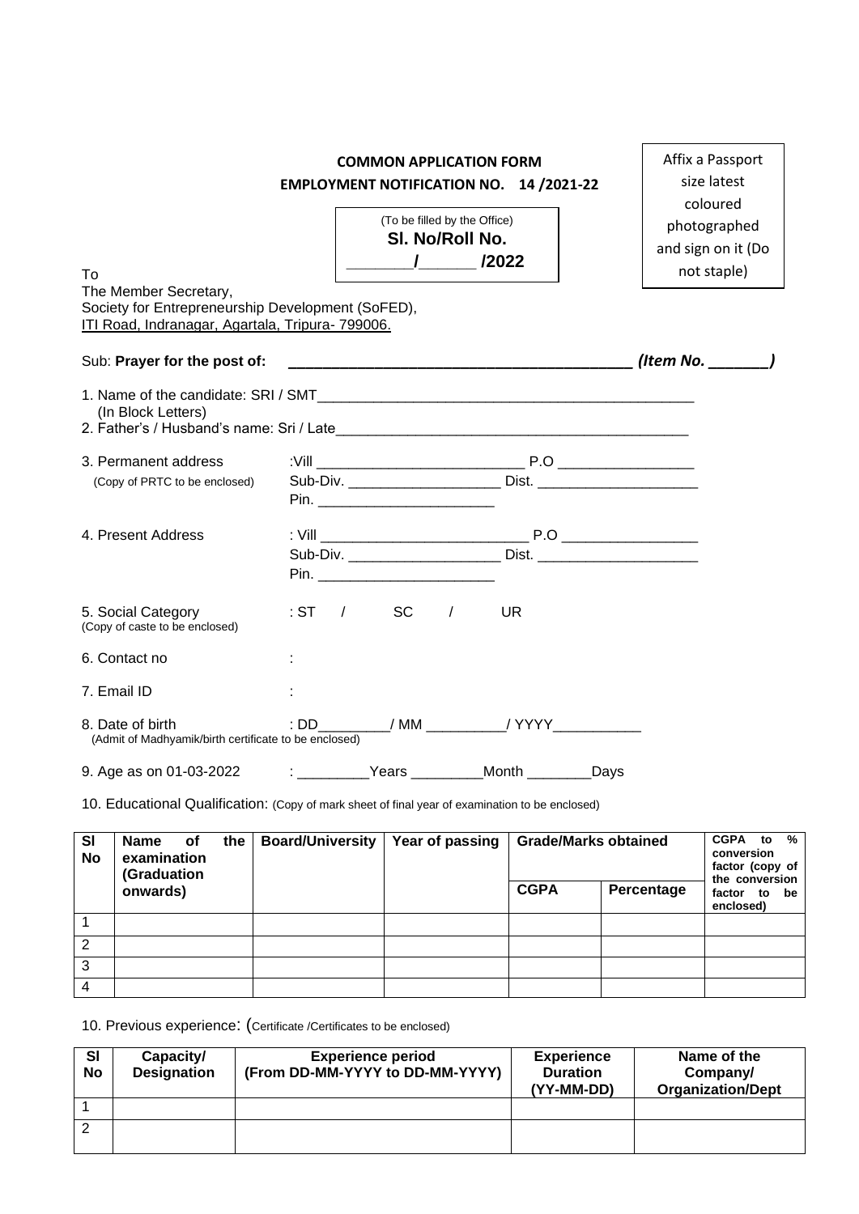Affix a Passport size latest coloured photographed and sign on it (Do not staple)

**COMMON APPLICATION FORM**

**EMPLOYMENT NOTIFICATION NO. 14 /2021-22**

(To be filled by the Office)
**Sl. No/Roll No.**
**_______/______ /2022**

To
The Member Secretary,
Society for Entrepreneurship Development (SoFED),
ITI Road, Indranagar, Agartala, Tripura- 799006.

Sub: **Prayer for the post of: ________________________________________** ***(Item No. _______)***

1. Name of the candidate: SRI / SMT_______________________________________________
   (In Block Letters)
2. Father's / Husband's name: Sri / Late____________________________________________

3. Permanent address (Copy of PRTC to be enclosed) :Vill __________________________ P.O ________________
   Sub-Div. ___________________ Dist. ____________________
   Pin. ______________________

4. Present Address : Vill __________________________ P.O ________________
   Sub-Div. ___________________ Dist. ____________________
   Pin. ______________________

5. Social Category (Copy of caste to be enclosed) : ST / SC / UR

6. Contact no :

7. Email ID :

8. Date of birth (Admit of Madhyamik/birth certificate to be enclosed) : DD_________/ MM __________/ YYYY___________

9. Age as on 01-03-2022 : _________Years _________Month ________Days

10. Educational Qualification: (Copy of mark sheet of final year of examination to be enclosed)

| Sl No | Name of the examination (Graduation onwards) | Board/University | Year of passing | Grade/Marks obtained | | CGPA to % conversion factor (copy of the conversion factor to be enclosed) |
|---|---|---|---|---|---|---|
| | | | | CGPA | Percentage | |
| 1 | | | | | | |
| 2 | | | | | | |
| 3 | | | | | | |
| 4 | | | | | | |

10. Previous experience: (Certificate /Certificates to be enclosed)

| Sl No | Capacity/ Designation | Experience period (From DD-MM-YYYY to DD-MM-YYYY) | Experience Duration (YY-MM-DD) | Name of the Company/ Organization/Dept |
|---|---|---|---|---|
| 1 | | | | |
| 2 | | | | |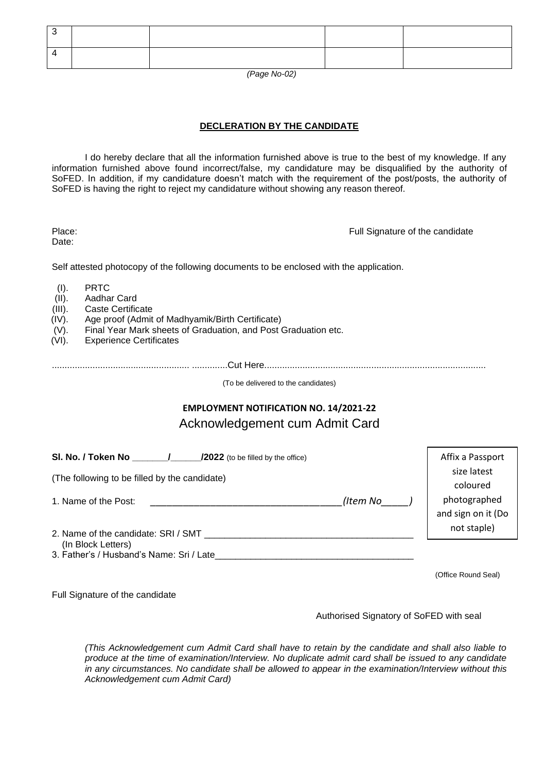| | | | | |
|---|---|---|---|---|
| 3 | | | | |
| 4 | | | | |

*(Page No-02)*

## DECLERATION BY THE CANDIDATE

I do hereby declare that all the information furnished above is true to the best of my knowledge. If any information furnished above found incorrect/false, my candidature may be disqualified by the authority of SoFED. In addition, if my candidature doesn't match with the requirement of the post/posts, the authority of SoFED is having the right to reject my candidature without showing any reason thereof.

Place:

Date:

Full Signature of the candidate

Self attested photocopy of the following documents to be enclosed with the application.

(I). PRTC
(II). Aadhar Card
(III). Caste Certificate
(IV). Age proof (Admit of Madhyamik/Birth Certificate)
(V). Final Year Mark sheets of Graduation, and Post Graduation etc.
(VI). Experience Certificates

..................................................... ..............Cut Here.......................................................................................

(To be delivered to the candidates)

## EMPLOYMENT NOTIFICATION NO. 14/2021-22

## Acknowledgement cum Admit Card

**Sl. No. / Token No _______/______/2022** (to be filled by the office)

(The following to be filled by the candidate)

1. Name of the Post: ____________________________________*(Item No_____)*

2. Name of the candidate: SRI / SMT ________________________________________
   (In Block Letters)

3. Father's / Husband's Name: Sri / Late_______________________________________

Affix a Passport size latest coloured photographed and sign on it (Do not staple)

(Office Round Seal)

Full Signature of the candidate

Authorised Signatory of SoFED with seal

*(This Acknowledgement cum Admit Card shall have to retain by the candidate and shall also liable to produce at the time of examination/Interview. No duplicate admit card shall be issued to any candidate in any circumstances. No candidate shall be allowed to appear in the examination/Interview without this Acknowledgement cum Admit Card)*